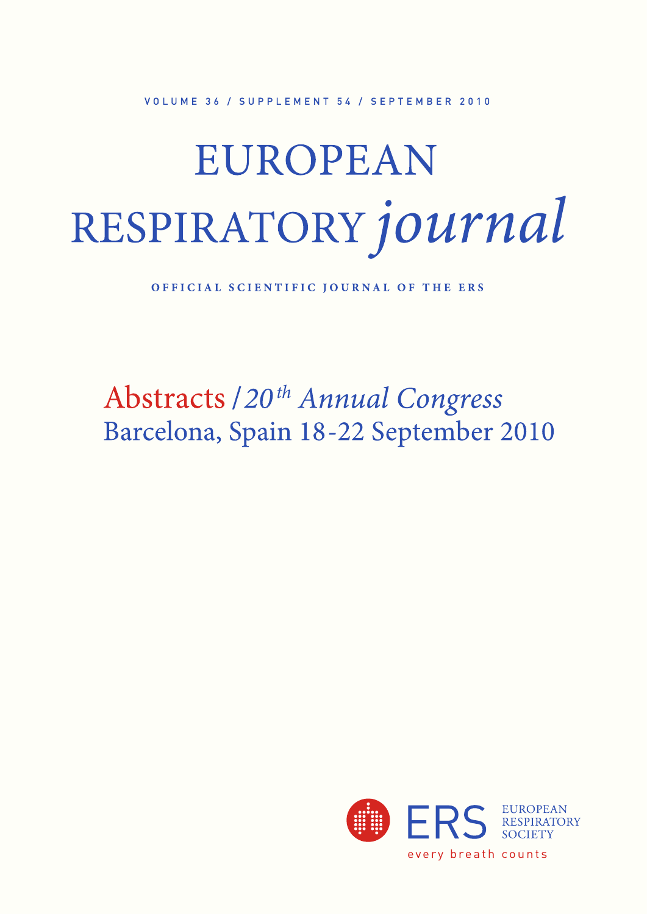VOLUME 36 / SUPPLEMENT 54 / SEPTEMBER 2010

# EUROPEAN RESPIRATORY *journal*

**OFFICIAL SCIENTIFIC JOURNAL OF THE ERS**

## Abstracts / *20th Annual Congress*

## Barcelona, Spain 18-22 September 2010

ERS EUROPEAN RESPIRATORY SOCIETY

every breath counts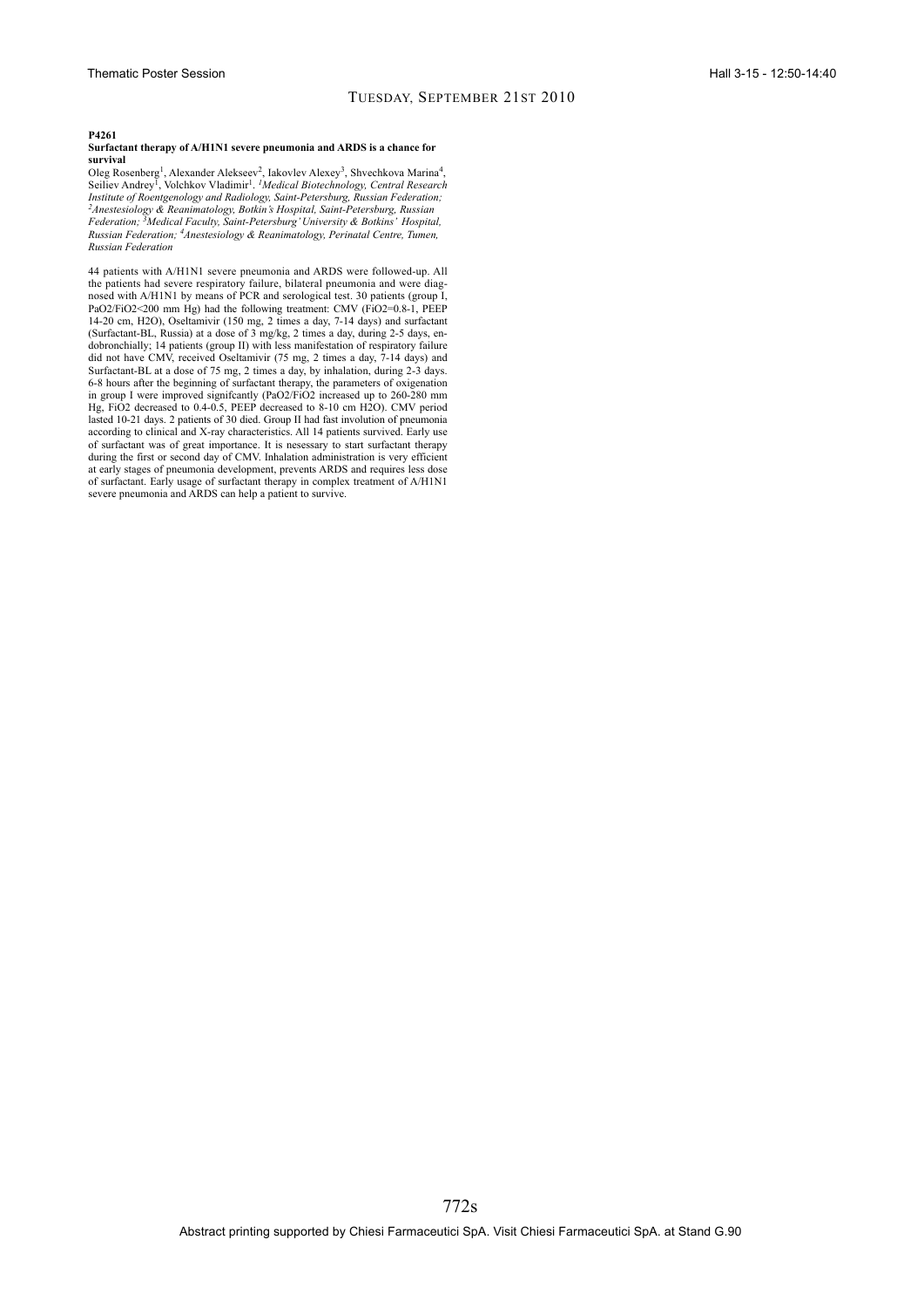**P4261**

**Surfactant therapy of A/H1N1 severe pneumonia and ARDS is a chance for survival**

Oleg Rosenberg[1], Alexander Alekseev[2], Iakovlev Alexey[3], Shvechkova Marina[4], Seiliev Andrey[1], Volchkov Vladimir[1]. *[1]Medical Biotechnology, Central Research Institute of Roentgenology and Radiology, Saint-Petersburg, Russian Federation; [2]Anestesiology & Reanimatology, Botkin's Hospital, Saint-Petersburg, Russian Federation; [3]Medical Faculty, Saint-Petersburg' University & Botkins' Hospital, Russian Federation; [4]Anestesiology & Reanimatology, Perinatal Centre, Tumen, Russian Federation*

44 patients with A/H1N1 severe pneumonia and ARDS were followed-up. All the patients had severe respiratory failure, bilateral pneumonia and were diagnosed with A/H1N1 by means of PCR and serological test. 30 patients (group I, $PaO_2/FiO_2$<200 mm Hg) had the following treatment: CMV ($FiO_2$=0.8-1, PEEP 14-20 cm, $H_2O$), Oseltamivir (150 mg, 2 times a day, 7-14 days) and surfactant (Surfactant-BL, Russia) at a dose of 3 mg/kg, 2 times a day, during 2-5 days, endobronchially; 14 patients (group II) with less manifestation of respiratory failure did not have CMV, received Oseltamivir (75 mg, 2 times a day, 7-14 days) and Surfactant-BL at a dose of 75 mg, 2 times a day, by inhalation, during 2-3 days. 6-8 hours after the beginning of surfactant therapy, the parameters of oxigenation in group I were improved signifcantly ($PaO_2/FiO_2$ increased up to 260-280 mm Hg, $FiO_2$ decreased to 0.4-0.5, PEEP decreased to 8-10 cm $H_2O$). CMV period lasted 10-21 days. 2 patients of 30 died. Group II had fast involution of pneumonia according to clinical and X-ray characteristics. All 14 patients survived. Early use of surfactant was of great importance. It is nesessary to start surfactant therapy during the first or second day of CMV. Inhalation administration is very efficient at early stages of pneumonia development, prevents ARDS and requires less dose of surfactant. Early usage of surfactant therapy in complex treatment of A/H1N1 severe pneumonia and ARDS can help a patient to survive.